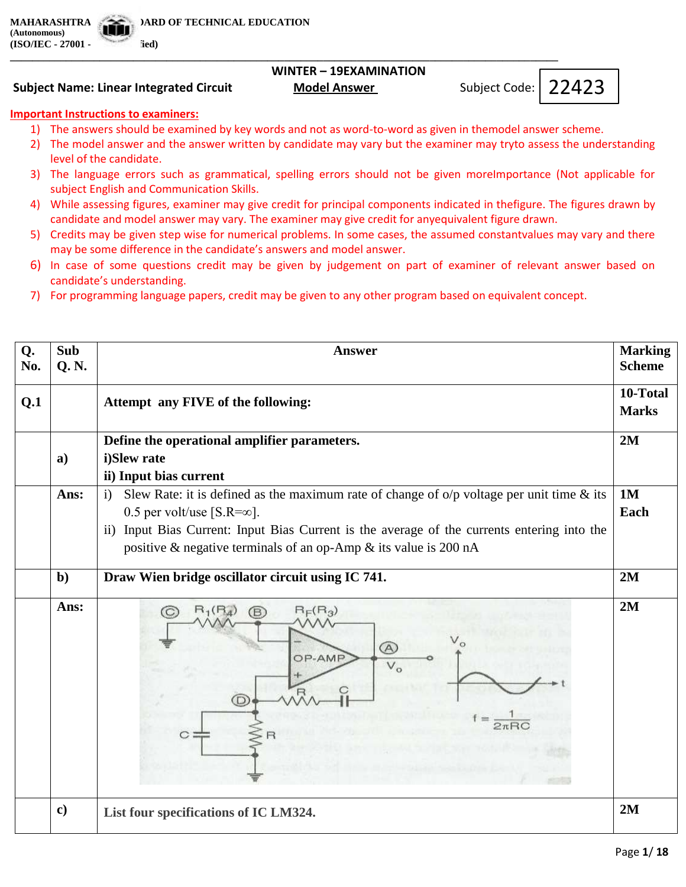MAHARASHTRA STATE BOARD OF TECHNICAL EDUCATION
(Autonomous)
(ISO/IEC - 27001 - 2005 Certified)

**WINTER – 19EXAMINATION**

**Subject Name: Linear Integrated Circuit** **Model Answer** Subject Code: 22423

**Important Instructions to examiners:**

1) The answers should be examined by key words and not as word-to-word as given in themodel answer scheme.
2) The model answer and the answer written by candidate may vary but the examiner may tryto assess the understanding level of the candidate.
3) The language errors such as grammatical, spelling errors should not be given moreImportance (Not applicable for subject English and Communication Skills.
4) While assessing figures, examiner may give credit for principal components indicated in thefigure. The figures drawn by candidate and model answer may vary. The examiner may give credit for anyequivalent figure drawn.
5) Credits may be given step wise for numerical problems. In some cases, the assumed constantvalues may vary and there may be some difference in the candidate's answers and model answer.
6) In case of some questions credit may be given by judgement on part of examiner of relevant answer based on candidate's understanding.
7) For programming language papers, credit may be given to any other program based on equivalent concept.

| Q. No. | Sub Q. N. | Answer | Marking Scheme |
|---|---|---|---|
| **Q.1** | | **Attempt any FIVE of the following:** | **10-Total Marks** |
| | **a)** | **Define the operational amplifier parameters.**<br>**i)Slew rate**<br>**ii) Input bias current** | **2M** |
| | **Ans:** | i) Slew Rate: it is defined as the maximum rate of change of o/p voltage per unit time & its 0.5 per volt/use [S.R=∞].<br>ii) Input Bias Current: Input Bias Current is the average of the currents entering into the positive & negative terminals of an op-Amp & its value is 200 nA | **1M Each** |
| | **b)** | **Draw Wien bridge oscillator circuit using IC 741.** | **2M** |
| | **Ans:** | (Circuit: $R_1(R_4)$, $R_F(R_3)$, OP-AMP, R, C, R, C, points A, B, C, D, output $V_o$; $f = \frac{1}{2\pi RC}$) | **2M** |
| | **c)** | **List four specifications of IC LM324.** | **2M** |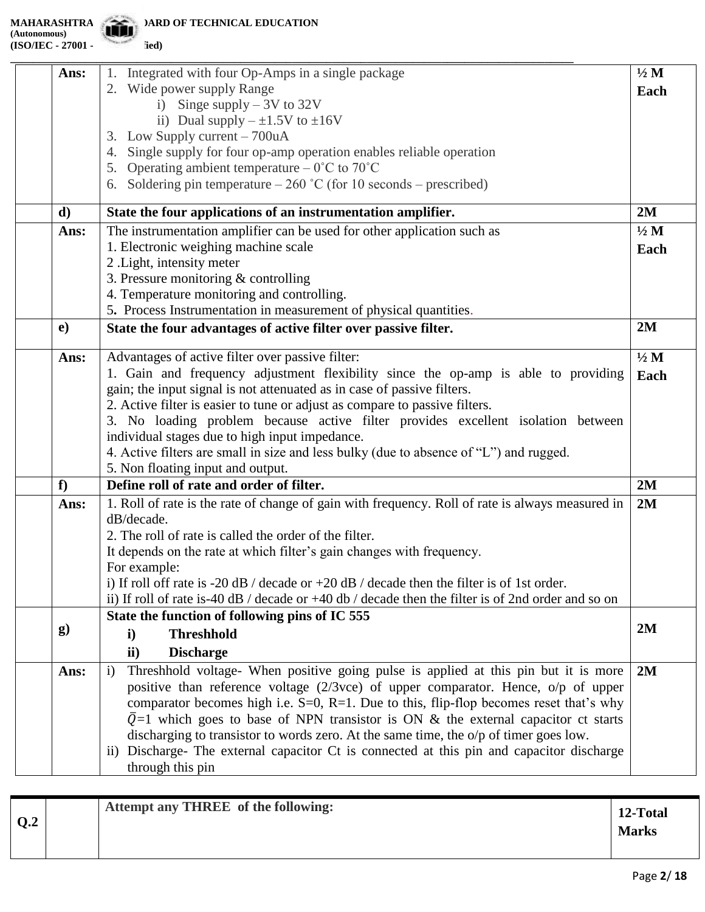| | | | |
|---|---|---|---|
| | **Ans:** | 1. Integrated with four Op-Amps in a single package<br>2. Wide power supply Range<br>i) Singe supply – 3V to 32V<br>ii) Dual supply – ±1.5V to ±16V<br>3. Low Supply current – 700uA<br>4. Single supply for four op-amp operation enables reliable operation<br>5. Operating ambient temperature – 0˚C to 70˚C<br>6. Soldering pin temperature – 260 ˚C (for 10 seconds – prescribed) | **½ M Each** |
| | **d)** | **State the four applications of an instrumentation amplifier.** | **2M** |
| | **Ans:** | The instrumentation amplifier can be used for other application such as<br>1. Electronic weighing machine scale<br>2 .Light, intensity meter<br>3. Pressure monitoring & controlling<br>4. Temperature monitoring and controlling.<br>5. Process Instrumentation in measurement of physical quantities. | **½ M Each** |
| | **e)** | **State the four advantages of active filter over passive filter.** | **2M** |
| | **Ans:** | Advantages of active filter over passive filter:<br>1. Gain and frequency adjustment flexibility since the op-amp is able to providing gain; the input signal is not attenuated as in case of passive filters.<br>2. Active filter is easier to tune or adjust as compare to passive filters.<br>3. No loading problem because active filter provides excellent isolation between individual stages due to high input impedance.<br>4. Active filters are small in size and less bulky (due to absence of "L") and rugged.<br>5. Non floating input and output. | **½ M Each** |
| | **f)** | **Define roll of rate and order of filter.** | **2M** |
| | **Ans:** | 1. Roll of rate is the rate of change of gain with frequency. Roll of rate is always measured in dB/decade.<br>2. The roll of rate is called the order of the filter.<br>It depends on the rate at which filter's gain changes with frequency.<br>For example:<br>i) If roll off rate is -20 dB / decade or +20 dB / decade then the filter is of 1st order.<br>ii) If roll of rate is-40 dB / decade or +40 db / decade then the filter is of 2nd order and so on | **2M** |
| | **g)** | **State the function of following pins of IC 555**<br>**i) Threshhold**<br>**ii) Discharge** | **2M** |
| | **Ans:** | i) Threshhold voltage- When positive going pulse is applied at this pin but it is more positive than reference voltage (2/3vce) of upper comparator. Hence, o/p of upper comparator becomes high i.e. S=0, R=1. Due to this, flip-flop becomes reset that's why $\bar{Q}$=1 which goes to base of NPN transistor is ON & the external capacitor ct starts discharging to transistor to words zero. At the same time, the o/p of timer goes low.<br>ii) Discharge- The external capacitor Ct is connected at this pin and capacitor discharge through this pin | **2M** |

| | | | |
|---|---|---|---|
| **Q.2** | | **Attempt any THREE of the following:** | **12-Total Marks** |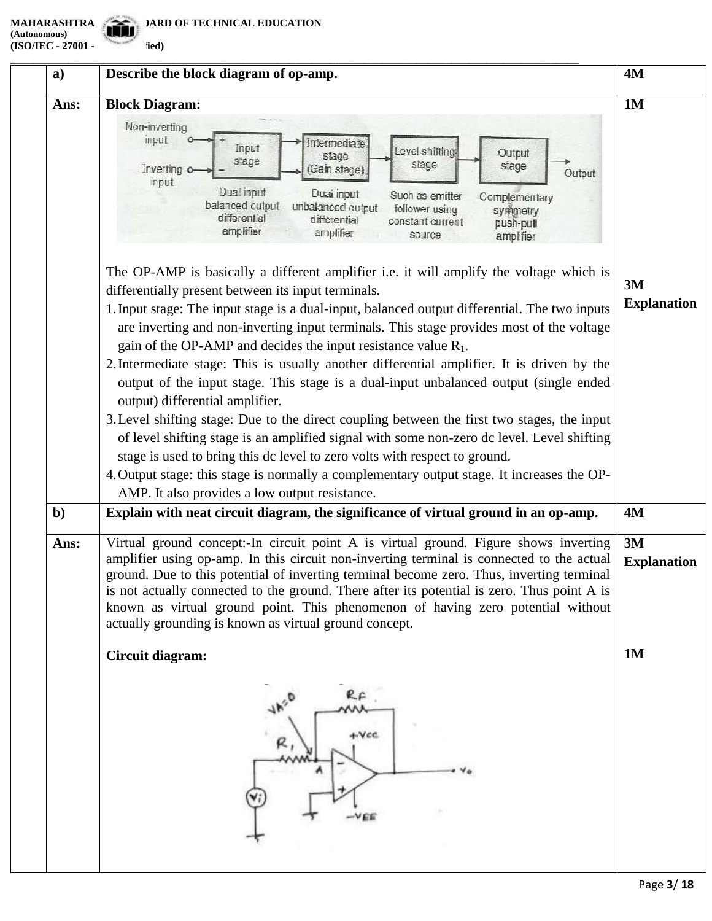| | | | |
|---|---|---|---|
| | **a)** | **Describe the block diagram of op-amp.** | **4M** |
| | **Ans:** | **Block Diagram:**<br><br>The OP-AMP is basically a different amplifier i.e. it will amplify the voltage which is differentially present between its input terminals.<br>1. Input stage: The input stage is a dual-input, balanced output differential. The two inputs are inverting and non-inverting input terminals. This stage provides most of the voltage gain of the OP-AMP and decides the input resistance value $R_1$.<br>2. Intermediate stage: This is usually another differential amplifier. It is driven by the output of the input stage. This stage is a dual-input unbalanced output (single ended output) differential amplifier.<br>3. Level shifting stage: Due to the direct coupling between the first two stages, the input of level shifting stage is an amplified signal with some non-zero dc level. Level shifting stage is used to bring this dc level to zero volts with respect to ground.<br>4. Output stage: this stage is normally a complementary output stage. It increases the OP-AMP. It also provides a low output resistance. | **1M**<br><br>**3M Explanation** |
| | **b)** | **Explain with neat circuit diagram, the significance of virtual ground in an op-amp.** | **4M** |
| | **Ans:** | Virtual ground concept:-In circuit point A is virtual ground. Figure shows inverting amplifier using op-amp. In this circuit non-inverting terminal is connected to the actual ground. Due to this potential of inverting terminal become zero. Thus, inverting terminal is not actually connected to the ground. There after its potential is zero. Thus point A is known as virtual ground point. This phenomenon of having zero potential without actually grounding is known as virtual ground concept.<br><br>**Circuit diagram:** | **3M Explanation**<br><br>**1M** |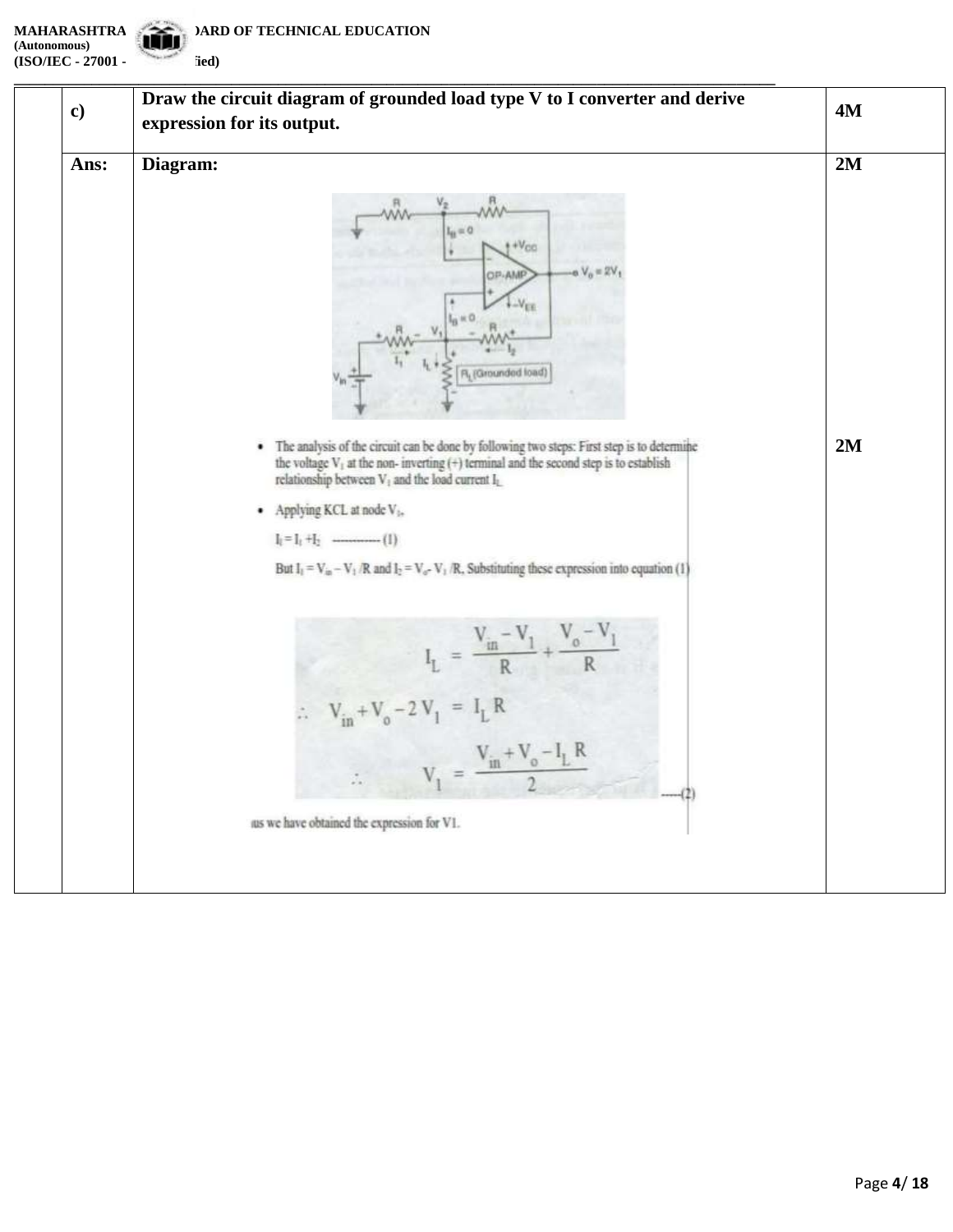| | c) | Draw the circuit diagram of grounded load type V to I converter and derive expression for its output. | 4M |
|---|---|---|---|
| | Ans: | **Diagram:** | 2M |
| | | • The analysis of the circuit can be done by following two steps: First step is to determine the voltage $V_1$ at the non- inverting (+) terminal and the second step is to establish relationship between $V_1$ and the load current $I_L$.<br>• Applying KCL at node $V_1$,<br>$I_L = I_1 + I_2$ ------------ (1)<br>But $I_1 = V_{in} - V_1 / R$ and $I_2 = V_o - V_1 / R$, Substituting these expression into equation (1)<br>$$I_L = \frac{V_{in} - V_1}{R} + \frac{V_o - V_1}{R}$$<br>$$\therefore \quad V_{in} + V_o - 2V_1 = I_L R$$<br>$$\therefore \quad V_1 = \frac{V_{in} + V_o - I_L R}{2} \quad \text{-----(2)}$$<br>us we have obtained the expression for V1. | 2M |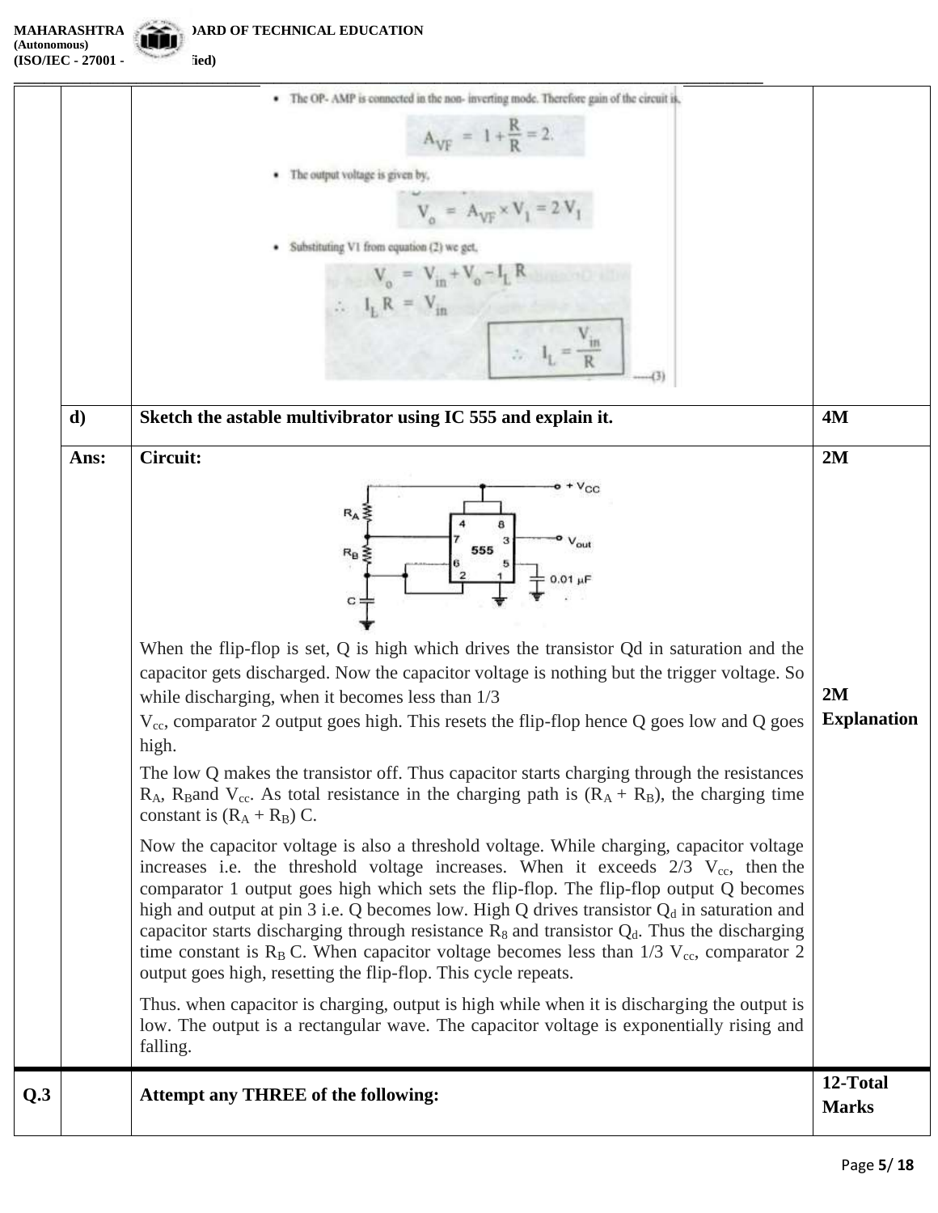|  |  |  |  |
|---|---|---|---|
|  |  | • The OP- AMP is connected in the non- inverting mode. Therefore gain of the circuit is, $$A_{VF} = 1 + \frac{R}{R} = 2.$$ • The output voltage is given by, $$V_o = A_{VF} \times V_1 = 2 V_1$$ • Substituting V1 from equation (2) we get, $$V_o = V_{in} + V_o - I_L R$$ $$\therefore \quad I_L R = V_{in}$$ $$\therefore \quad I_L = \frac{V_{in}}{R} \quad \text{-----(3)}$$ |  |
|  | **d)** | **Sketch the astable multivibrator using IC 555 and explain it.** | **4M** |
|  | **Ans:** | **Circuit:** <br><br> When the flip-flop is set, Q is high which drives the transistor Qd in saturation and the capacitor gets discharged. Now the capacitor voltage is nothing but the trigger voltage. So while discharging, when it becomes less than 1/3 $V_{cc}$, comparator 2 output goes high. This resets the flip-flop hence Q goes low and Q goes high. <br><br> The low Q makes the transistor off. Thus capacitor starts charging through the resistances $R_A$, $R_B$and $V_{cc}$. As total resistance in the charging path is $(R_A + R_B)$, the charging time constant is $(R_A + R_B)$ C. <br><br> Now the capacitor voltage is also a threshold voltage. While charging, capacitor voltage increases i.e. the threshold voltage increases. When it exceeds 2/3 $V_{cc}$, then the comparator 1 output goes high which sets the flip-flop. The flip-flop output Q becomes high and output at pin 3 i.e. Q becomes low. High Q drives transistor $Q_d$ in saturation and capacitor starts discharging through resistance $R_8$ and transistor $Q_d$. Thus the discharging time constant is $R_B$ C. When capacitor voltage becomes less than 1/3 $V_{cc}$, comparator 2 output goes high, resetting the flip-flop. This cycle repeats. <br><br> Thus. when capacitor is charging, output is high while when it is discharging the output is low. The output is a rectangular wave. The capacitor voltage is exponentially rising and falling. | **2M** <br><br><br><br> **2M Explanation** |
| **Q.3** |  | **Attempt any THREE of the following:** | **12-Total Marks** |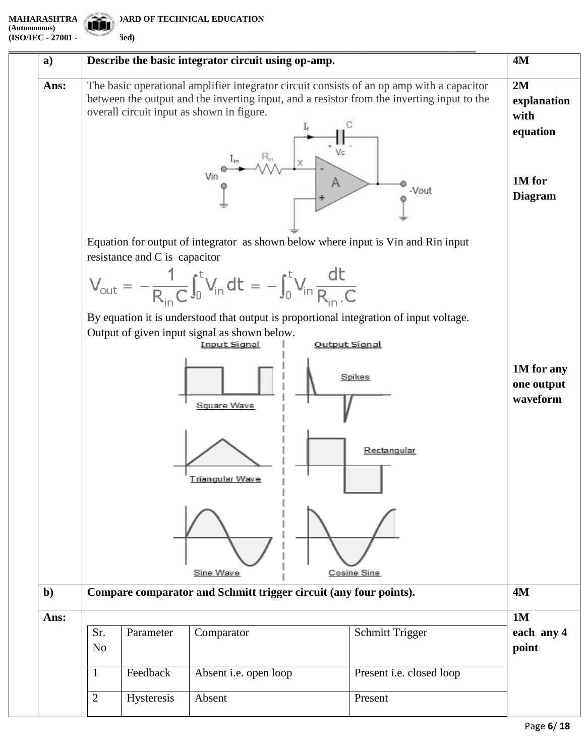| | | |
|---|---|---|
| **a)** | **Describe the basic integrator circuit using op-amp.** | **4M** |
| **Ans:** | The basic operational amplifier integrator circuit consists of an op amp with a capacitor between the output and the inverting input, and a resistor from the inverting input to the overall circuit input as shown in figure.<br><br>Equation for output of integrator as shown below where input is Vin and Rin input resistance and C is capacitor<br><br>$V_{out} = -\frac{1}{R_{in}C}\int_0^t V_{in}\,dt = -\int_0^t V_{in}\frac{dt}{R_{in}.C}$<br><br>By equation it is understood that output is proportional integration of input voltage. Output of given input signal as shown below. | **2M explanation with equation**<br><br>**1M for Diagram**<br><br>**1M for any one output waveform** |
| **b)** | **Compare comparator and Schmitt trigger circuit (any four points).** | **4M** |
| **Ans:** | (see table below) | **1M each any 4 point** |

| Sr. No | Parameter | Comparator | Schmitt Trigger |
|---|---|---|---|
| 1 | Feedback | Absent i.e. open loop | Present i.e. closed loop |
| 2 | Hysteresis | Absent | Present |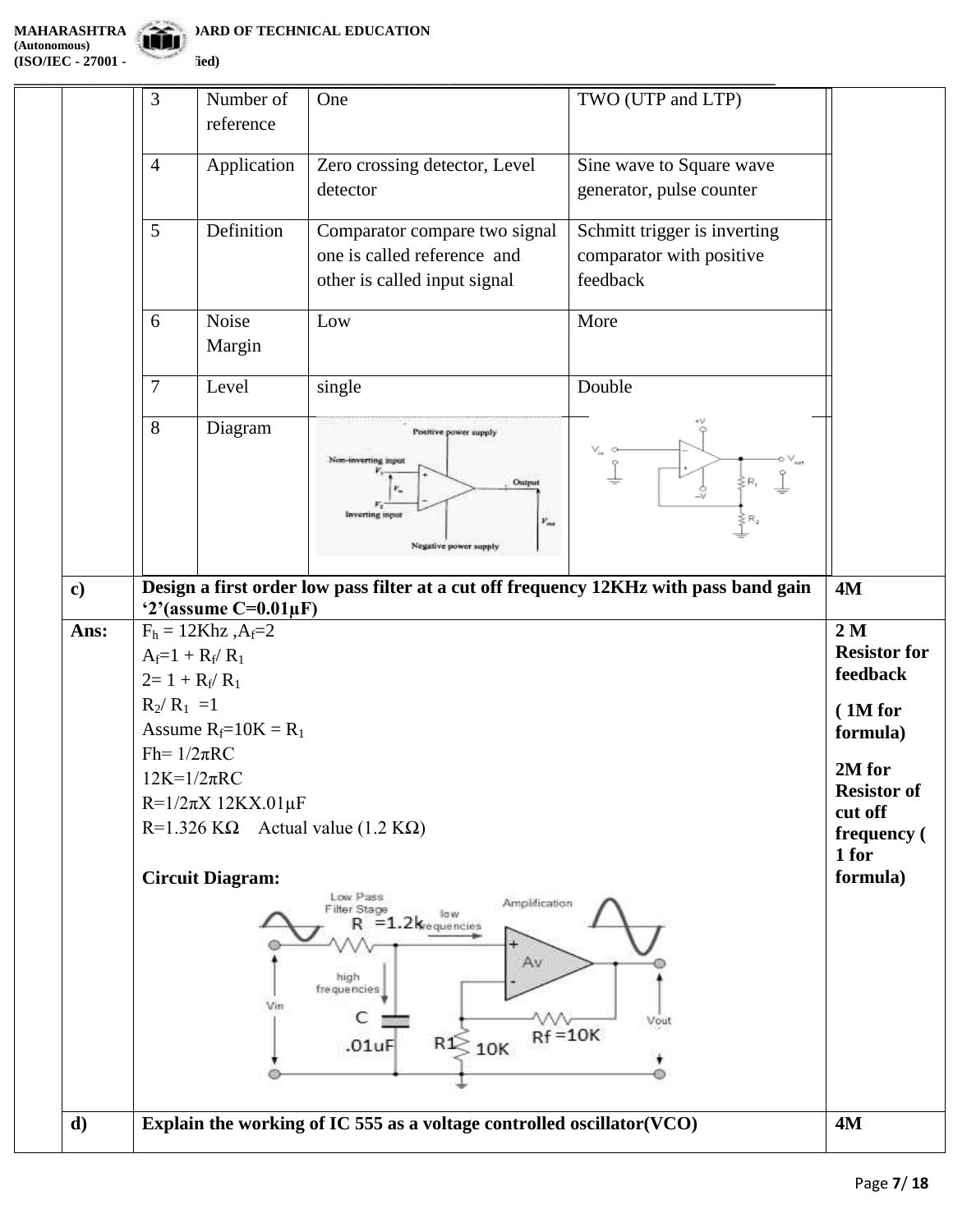| | | | |
|---|---|---|---|
| 3 | Number of reference | One | TWO (UTP and LTP) |
| 4 | Application | Zero crossing detector, Level detector | Sine wave to Square wave generator, pulse counter |
| 5 | Definition | Comparator compare two signal one is called reference and other is called input signal | Schmitt trigger is inverting comparator with positive feedback |
| 6 | Noise Margin | Low | More |
| 7 | Level | single | Double |
| 8 | Diagram | | |

**c)** **Design a first order low pass filter at a cut off frequency 12KHz with pass band gain '2'(assume C=0.01µF)** **4M**

**Ans:**

$F_h$ = 12Khz , $A_f$=2

$A_f = 1 + R_f / R_1$

$2 = 1 + R_f / R_1$

$R_2 / R_1 = 1$

Assume $R_f$=10K = $R_1$

Fh= $1/2\pi RC$

12K=$1/2\pi RC$

R=$1/2\pi$X 12KX.01µF

R=1.326 KΩ  Actual value (1.2 KΩ)

**Circuit Diagram:**

**2 M Resistor for feedback**

**( 1M for formula)**

**2M for Resistor of cut off frequency ( 1 for formula)**

**d)** **Explain the working of IC 555 as a voltage controlled oscillator(VCO)** **4M**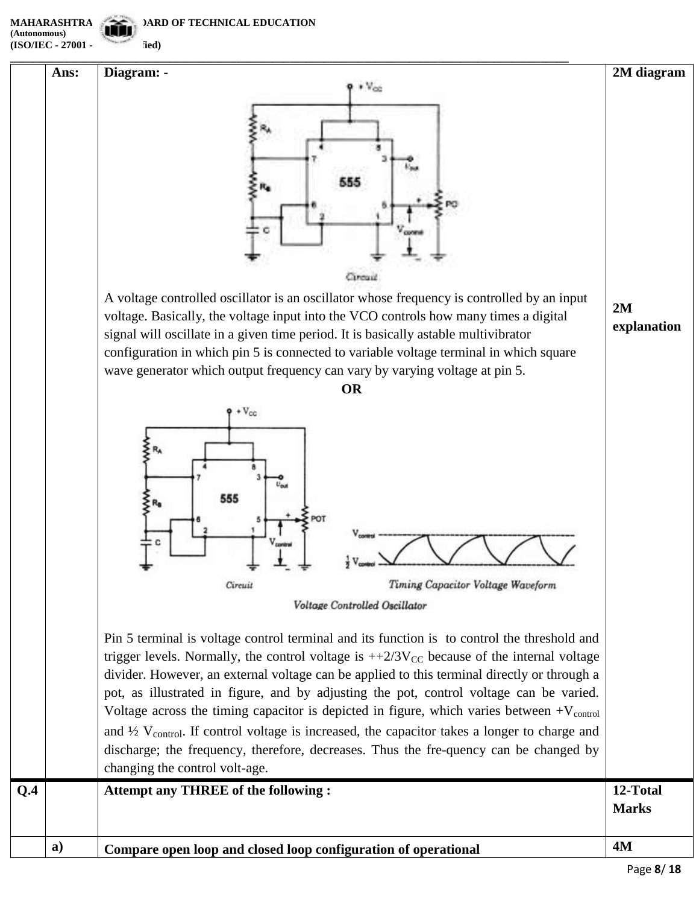| | | | |
|---|---|---|---|
| | **Ans:** | **Diagram: -**<br><br>Circuit<br><br>A voltage controlled oscillator is an oscillator whose frequency is controlled by an input voltage. Basically, the voltage input into the VCO controls how many times a digital signal will oscillate in a given time period. It is basically astable multivibrator configuration in which pin 5 is connected to variable voltage terminal in which square wave generator which output frequency can vary by varying voltage at pin 5.<br><br>**OR**<br><br>Circuit &nbsp;&nbsp;&nbsp; Timing Capacitor Voltage Waveform<br><br>Voltage Controlled Oscillator<br><br>Pin 5 terminal is voltage control terminal and its function is to control the threshold and trigger levels. Normally, the control voltage is ++2/3$V_{CC}$ because of the internal voltage divider. However, an external voltage can be applied to this terminal directly or through a pot, as illustrated in figure, and by adjusting the pot, control voltage can be varied. Voltage across the timing capacitor is depicted in figure, which varies between +$V_{control}$ and ½ $V_{control}$. If control voltage is increased, the capacitor takes a longer to charge and discharge; the frequency, therefore, decreases. Thus the fre-quency can be changed by changing the control volt-age. | **2M diagram**<br><br>**2M explanation** |
| **Q.4** | | **Attempt any THREE of the following :** | **12-Total Marks** |
| | **a)** | **Compare open loop and closed loop configuration of operational** | **4M** |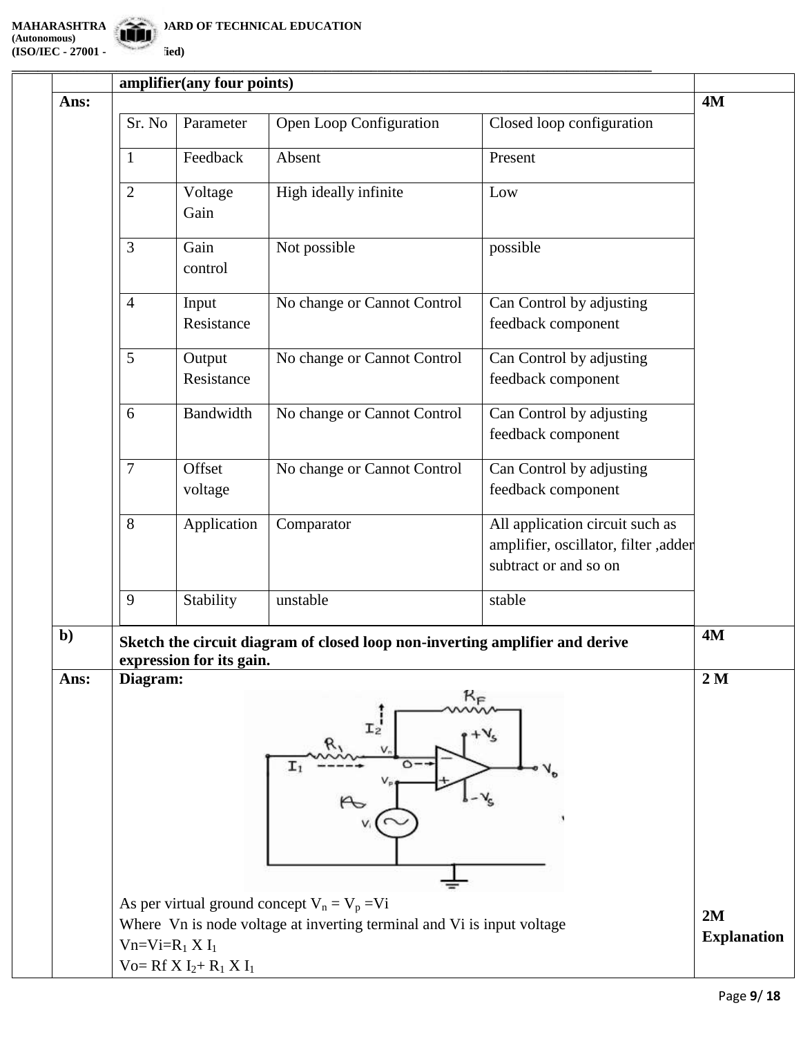amplifier(any four points)

**Ans:** **4M**

| Sr. No | Parameter | Open Loop Configuration | Closed loop configuration |
|---|---|---|---|
| 1 | Feedback | Absent | Present |
| 2 | Voltage Gain | High ideally infinite | Low |
| 3 | Gain control | Not possible | possible |
| 4 | Input Resistance | No change or Cannot Control | Can Control by adjusting feedback component |
| 5 | Output Resistance | No change or Cannot Control | Can Control by adjusting feedback component |
| 6 | Bandwidth | No change or Cannot Control | Can Control by adjusting feedback component |
| 7 | Offset voltage | No change or Cannot Control | Can Control by adjusting feedback component |
| 8 | Application | Comparator | All application circuit such as amplifier, oscillator, filter ,adder subtract or and so on |
| 9 | Stability | unstable | stable |

**b)** **Sketch the circuit diagram of closed loop non-inverting amplifier and derive expression for its gain.** **4M**

**Ans:** **Diagram:** **2 M**

As per virtual ground concept $V_n = V_p = Vi$

Where Vn is node voltage at inverting terminal and Vi is input voltage

$Vn = Vi = R_1 \times I_1$

$Vo = Rf \times I_2 + R_1 \times I_1$

**2M Explanation**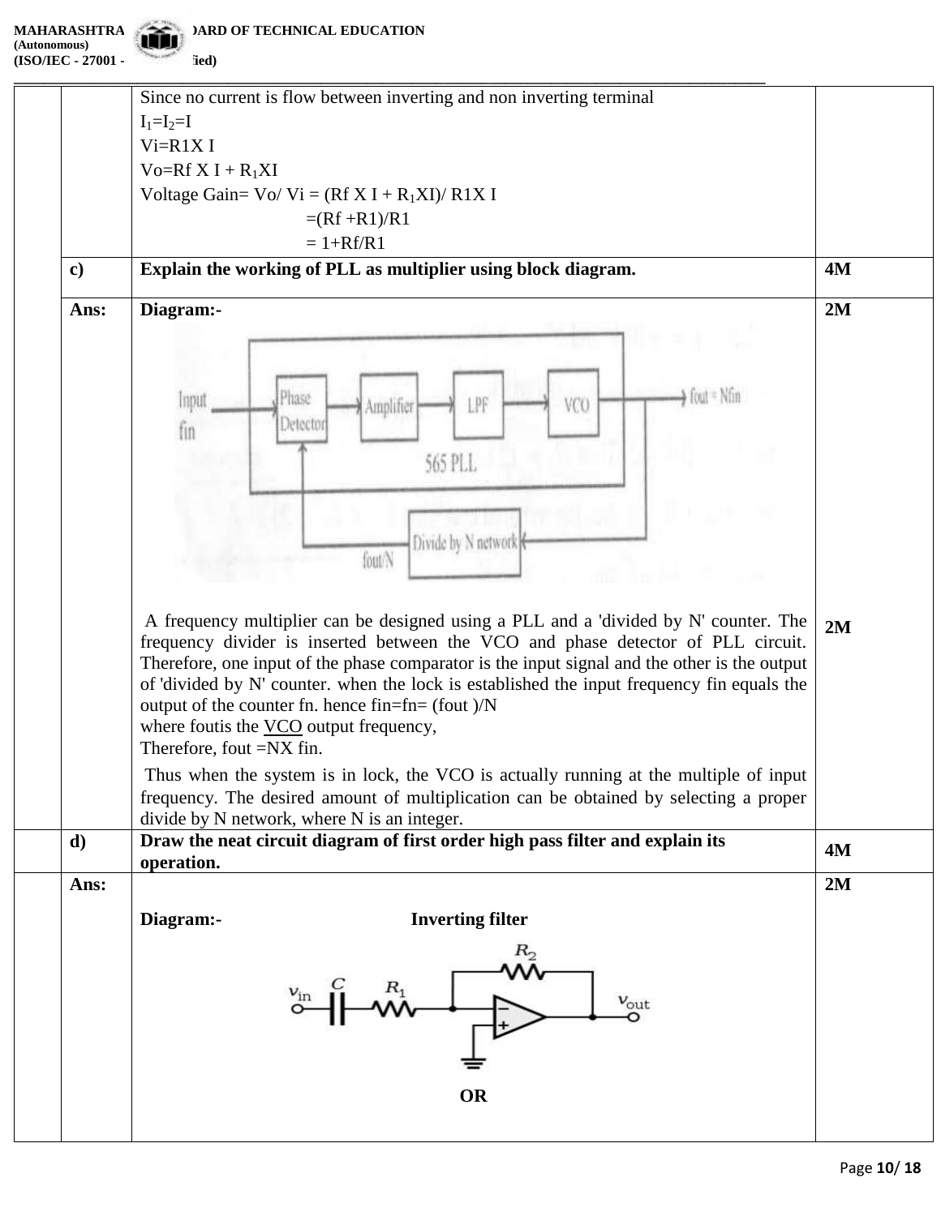| | | | |
|---|---|---|---|
| | | Since no current is flow between inverting and non inverting terminal<br>$I_1=I_2=I$<br>Vi=R1X I<br>Vo=Rf X I + $R_1$XI<br>Voltage Gain= Vo/ Vi = (Rf X I + $R_1$XI)/ R1X I<br>=(Rf +R1)/R1<br>= 1+Rf/R1 | |
| | **c)** | **Explain the working of PLL as multiplier using block diagram.** | **4M** |
| | **Ans:** | **Diagram:-**<br><br>A frequency multiplier can be designed using a PLL and a 'divided by N' counter. The frequency divider is inserted between the VCO and phase detector of PLL circuit. Therefore, one input of the phase comparator is the input signal and the other is the output of 'divided by N' counter. when the lock is established the input frequency fin equals the output of the counter fn. hence fin=fn= (fout )/N<br>where foutis the VCO output frequency,<br>Therefore, fout =NX fin.<br>Thus when the system is in lock, the VCO is actually running at the multiple of input frequency. The desired amount of multiplication can be obtained by selecting a proper divide by N network, where N is an integer. | **2M**<br><br>**2M** |
| | **d)** | **Draw the neat circuit diagram of first order high pass filter and explain its operation.** | **4M** |
| | **Ans:** | **Diagram:-** **Inverting filter**<br><br>**OR** | **2M** |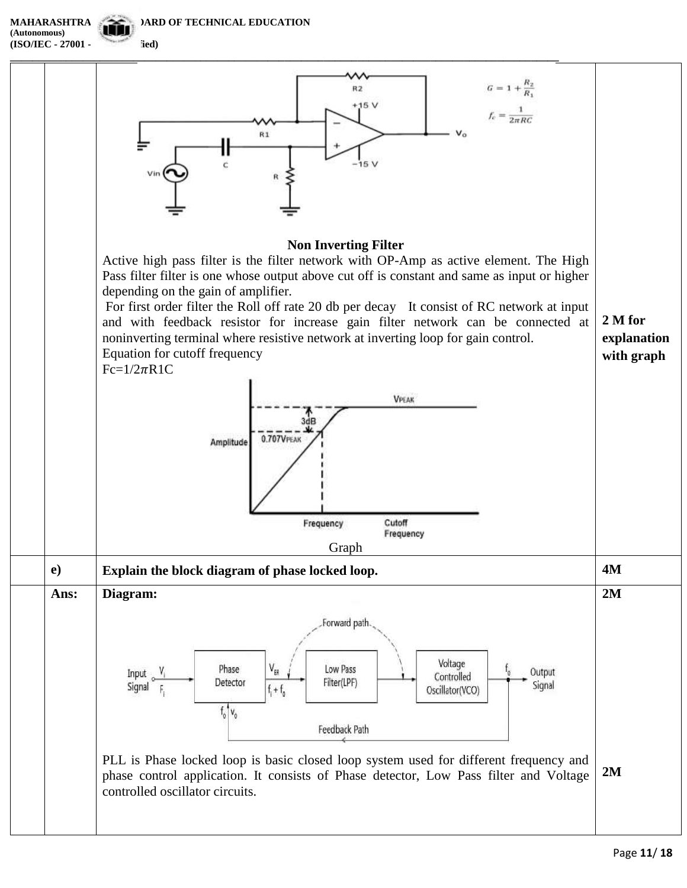| | | | |
|---|---|---|---|
| | | $G = 1 + \frac{R_2}{R_1}$<br><br>$f_c = \frac{1}{2\pi RC}$<br><br>**Non Inverting Filter**<br><br>Active high pass filter is the filter network with OP-Amp as active element. The High Pass filter filter is one whose output above cut off is constant and same as input or higher depending on the gain of amplifier.<br><br>For first order filter the Roll off rate 20 db per decay It consist of RC network at input and with feedback resistor for increase gain filter network can be connected at noninverting terminal where resistive network at inverting loop for gain control.<br><br>Equation for cutoff frequency<br><br>Fc=1/2$\pi$R1C<br><br>Graph | **2 M for explanation with graph** |
| | **e)** | **Explain the block diagram of phase locked loop.** | **4M** |
| | **Ans:** | **Diagram:**<br><br>PLL is Phase locked loop is basic closed loop system used for different frequency and phase control application. It consists of Phase detector, Low Pass filter and Voltage controlled oscillator circuits. | **2M**<br><br>**2M** |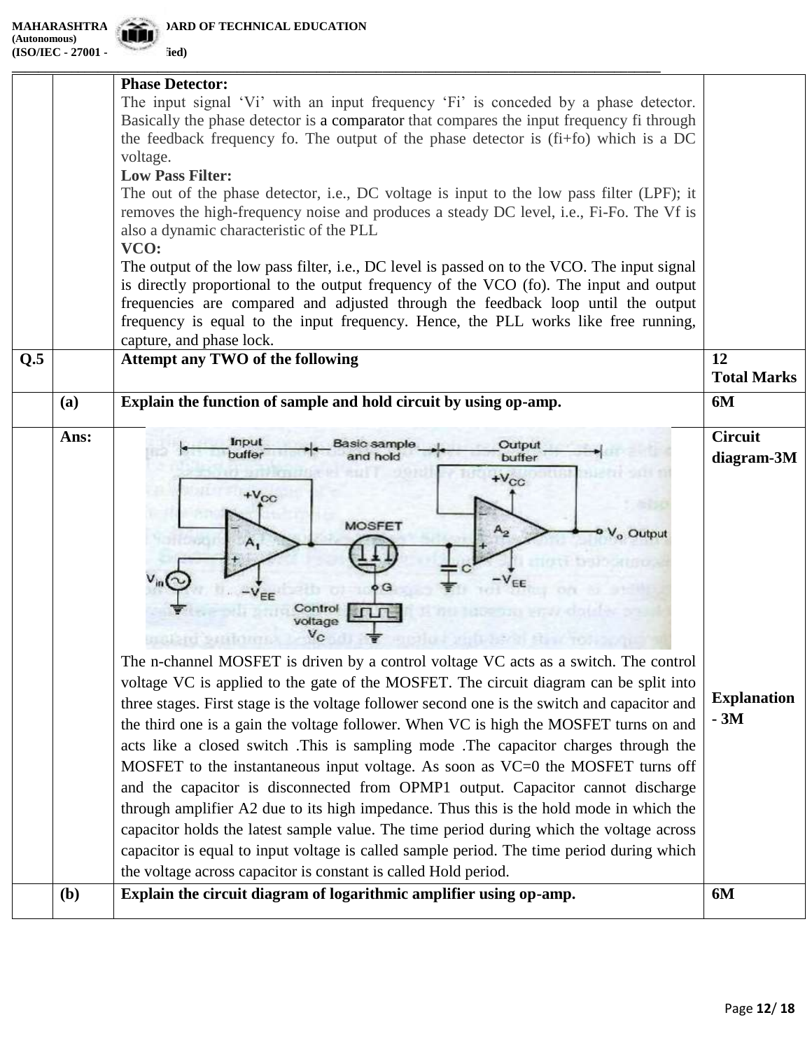| | | | |
|---|---|---|---|
| | | **Phase Detector:**<br>The input signal 'Vi' with an input frequency 'Fi' is conceded by a phase detector. Basically the phase detector is a comparator that compares the input frequency fi through the feedback frequency fo. The output of the phase detector is (fi+fo) which is a DC voltage.<br>**Low Pass Filter:**<br>The out of the phase detector, i.e., DC voltage is input to the low pass filter (LPF); it removes the high-frequency noise and produces a steady DC level, i.e., Fi-Fo. The Vf is also a dynamic characteristic of the PLL<br>**VCO:**<br>The output of the low pass filter, i.e., DC level is passed on to the VCO. The input signal is directly proportional to the output frequency of the VCO (fo). The input and output frequencies are compared and adjusted through the feedback loop until the output frequency is equal to the input frequency. Hence, the PLL works like free running, capture, and phase lock. | |
| **Q.5** | | **Attempt any TWO of the following** | **12 Total Marks** |
| | **(a)** | **Explain the function of sample and hold circuit by using op-amp.** | **6M** |
| | **Ans:** | The n-channel MOSFET is driven by a control voltage VC acts as a switch. The control voltage VC is applied to the gate of the MOSFET. The circuit diagram can be split into three stages. First stage is the voltage follower second one is the switch and capacitor and the third one is a gain the voltage follower. When VC is high the MOSFET turns on and acts like a closed switch .This is sampling mode .The capacitor charges through the MOSFET to the instantaneous input voltage. As soon as VC=0 the MOSFET turns off and the capacitor is disconnected from OPMP1 output. Capacitor cannot discharge through amplifier A2 due to its high impedance. Thus this is the hold mode in which the capacitor holds the latest sample value. The time period during which the voltage across capacitor is equal to input voltage is called sample period. The time period during which the voltage across capacitor is constant is called Hold period. | **Circuit diagram-3M**<br><br>**Explanation - 3M** |
| | **(b)** | **Explain the circuit diagram of logarithmic amplifier using op-amp.** | **6M** |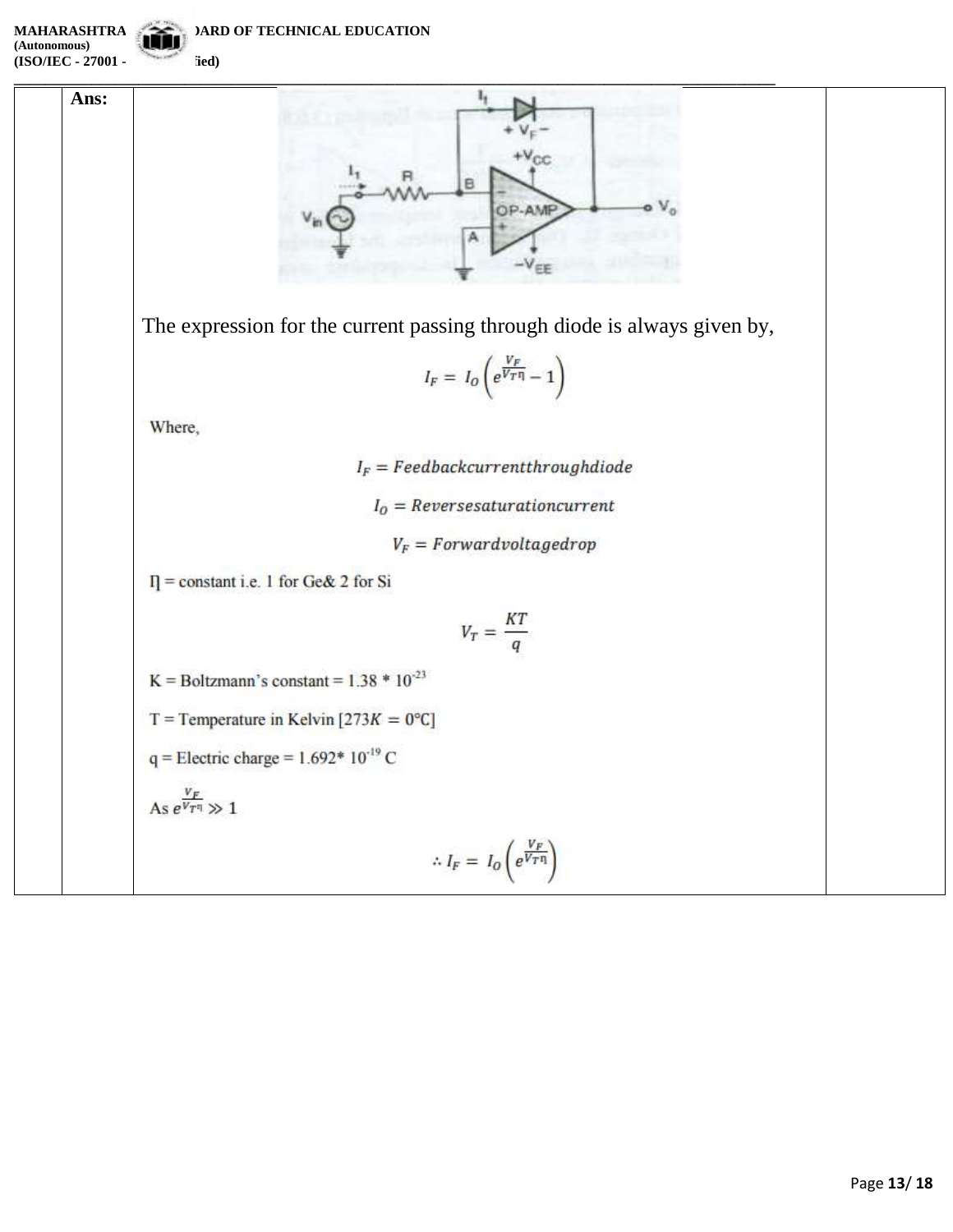| | | | |
|---|---|---|---|
| | **Ans:** | The expression for the current passing through diode is always given by, $$I_F = I_O\left(e^{\frac{V_F}{V_T\eta}} - 1\right)$$ Where, $$I_F = Feedback current through diode$$ $$I_O = Reverse saturation current$$ $$V_F = Forward voltage drop$$ η = constant i.e. 1 for Ge& 2 for Si $$V_T = \frac{KT}{q}$$ K = Boltzmann's constant = $1.38 * 10^{-23}$ T = Temperature in Kelvin [$273K = 0°C$] q = Electric charge = $1.692 * 10^{-19}$ C As $e^{\frac{V_F}{V_T\eta}} \gg 1$ $$\therefore I_F = I_O\left(e^{\frac{V_F}{V_T\eta}}\right)$$ | |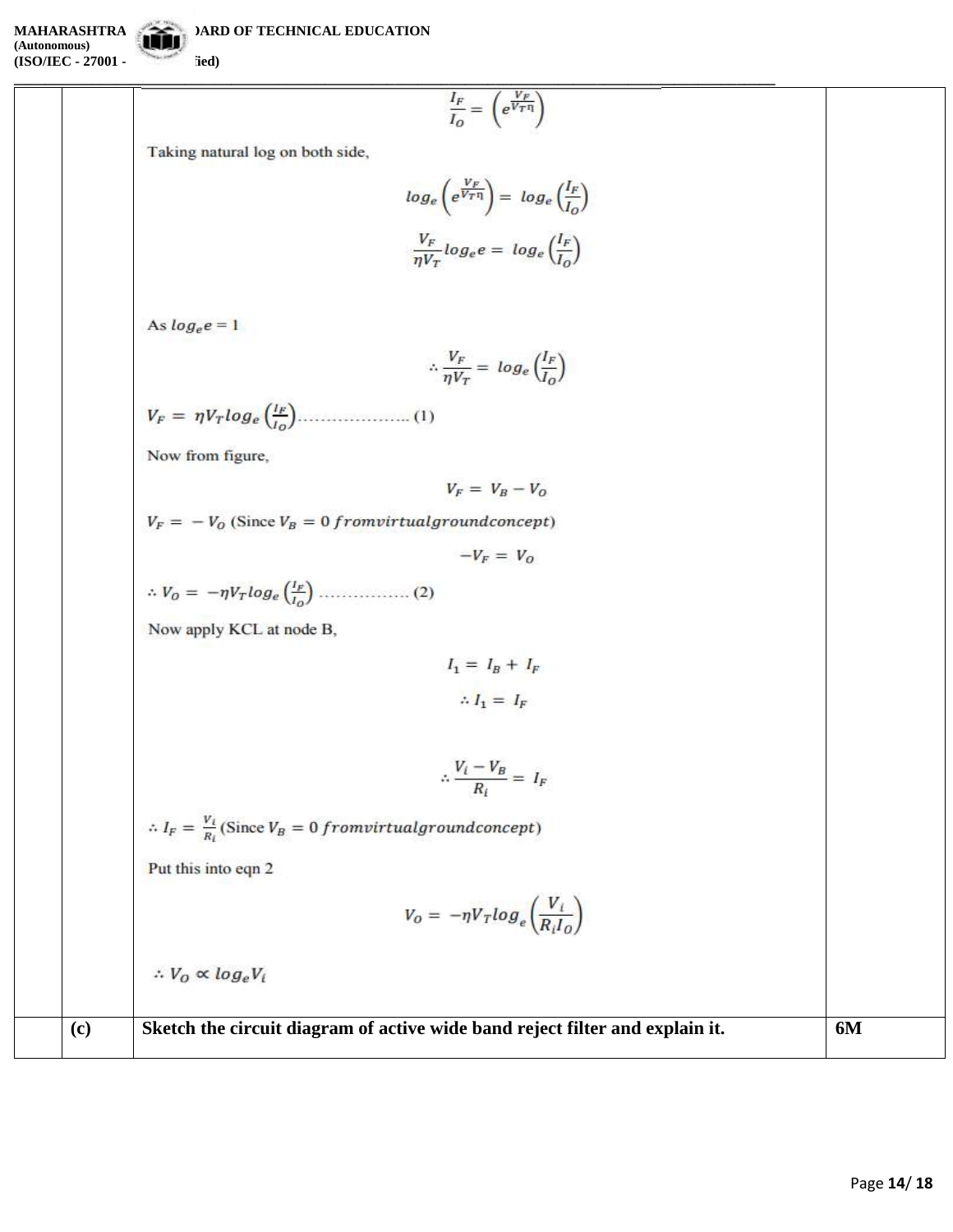$$\frac{I_F}{I_O} = \left(e^{\frac{V_F}{V_T\eta}}\right)$$

Taking natural log on both side,

$$log_e\left(e^{\frac{V_F}{V_T\eta}}\right) = log_e\left(\frac{I_F}{I_O}\right)$$

$$\frac{V_F}{\eta V_T} log_e e = log_e\left(\frac{I_F}{I_O}\right)$$

As $log_e e = 1$

$$\therefore \frac{V_F}{\eta V_T} = log_e\left(\frac{I_F}{I_O}\right)$$

$V_F = \eta V_T log_e\left(\frac{I_F}{I_O}\right)$………………… (1)

Now from figure,

$$V_F = V_B - V_O$$

$V_F = -V_O$ (Since $V_B = 0$ from virtual ground concept)

$$-V_F = V_O$$

$\therefore V_O = -\eta V_T log_e\left(\frac{I_F}{I_O}\right)$ ……………. (2)

Now apply KCL at node B,

$$I_1 = I_B + I_F$$

$$\therefore I_1 = I_F$$

$$\therefore \frac{V_i - V_B}{R_i} = I_F$$

$\therefore I_F = \frac{V_i}{R_i}$ (Since $V_B = 0$ from virtual ground concept)

Put this into eqn 2

$$V_O = -\eta V_T log_e\left(\frac{V_i}{R_i I_O}\right)$$

$$\therefore V_O \propto log_e V_i$$

| | | | |
|---|---|---|---|
| | **(c)** | **Sketch the circuit diagram of active wide band reject filter and explain it.** | **6M** |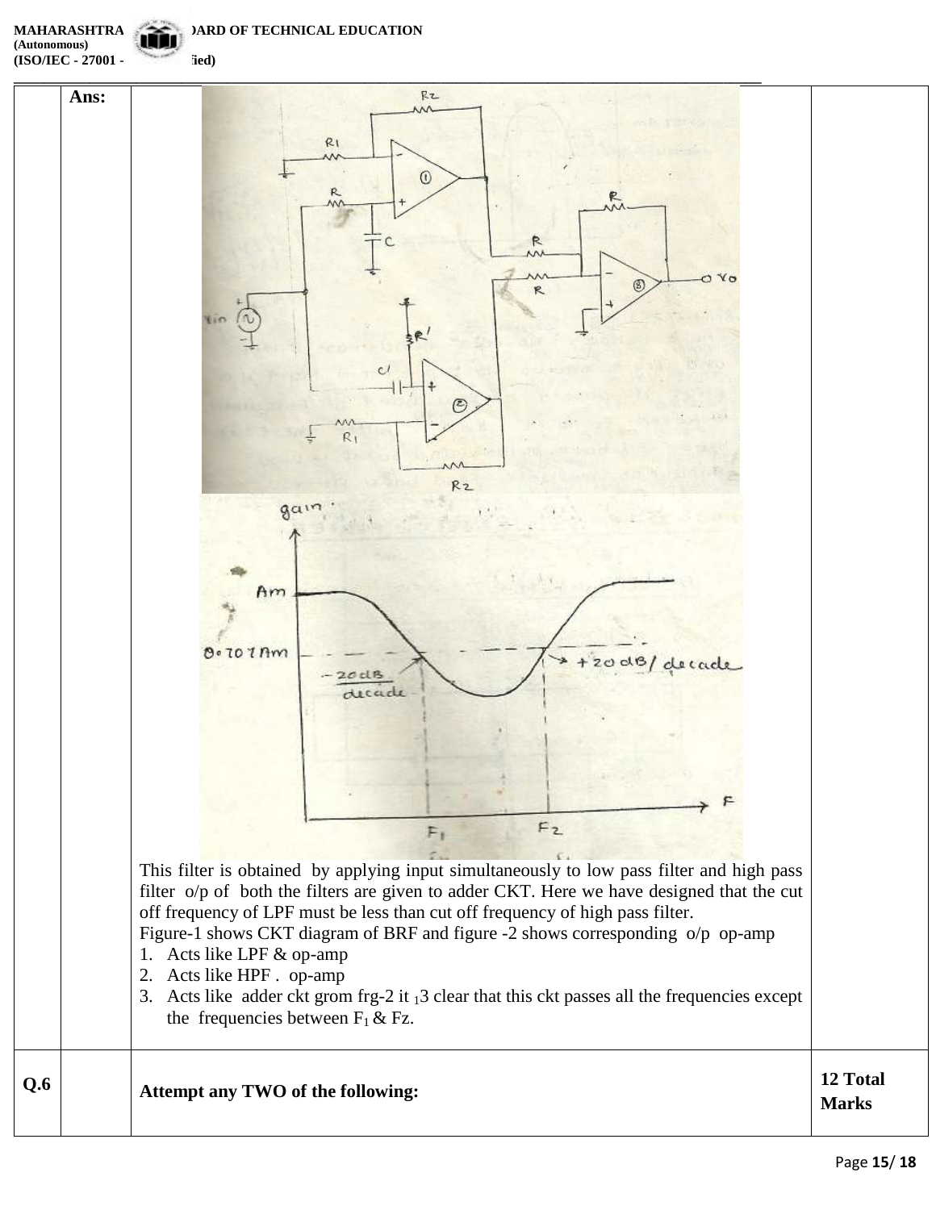**Ans:**

This filter is obtained by applying input simultaneously to low pass filter and high pass filter o/p of both the filters are given to adder CKT. Here we have designed that the cut off frequency of LPF must be less than cut off frequency of high pass filter.

Figure-1 shows CKT diagram of BRF and figure -2 shows corresponding o/p op-amp

1. Acts like LPF & op-amp
2. Acts like HPF . op-amp
3. Acts like adder ckt grom frg-2 it $_1$3 clear that this ckt passes all the frequencies except the frequencies between $F_1$ & Fz.

| Q.6 | | Attempt any TWO of the following: | 12 Total Marks |
|---|---|---|---|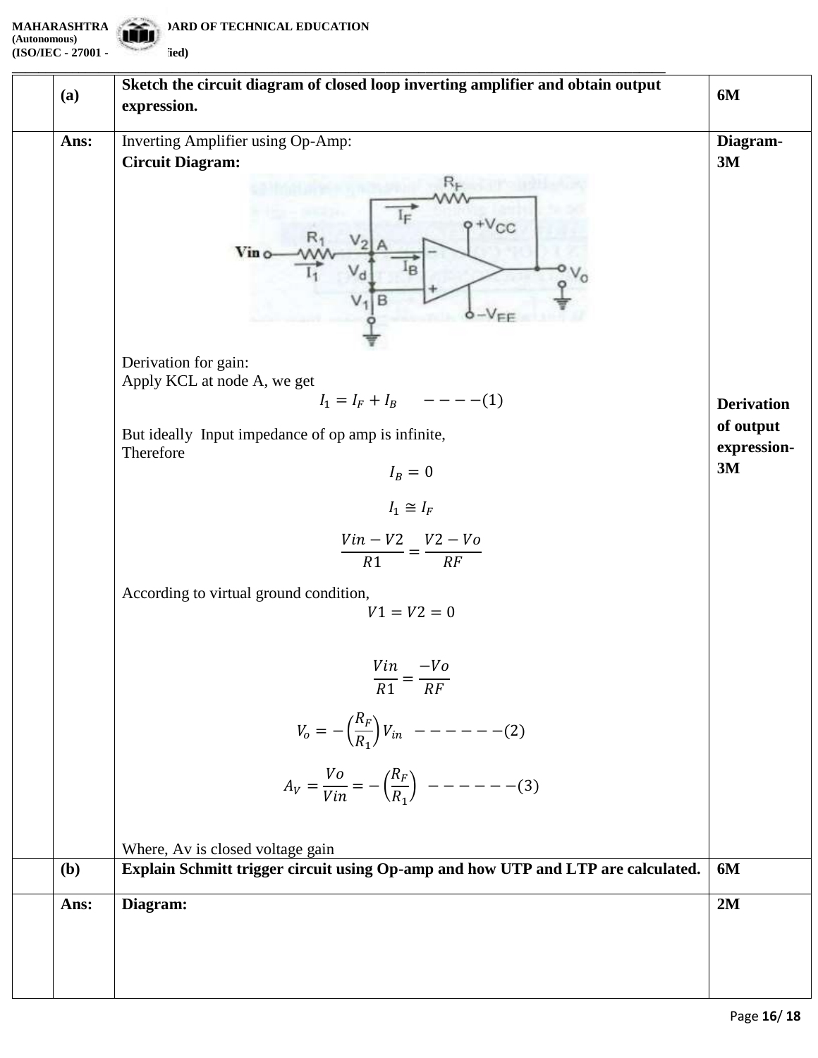|  | (a) | **Sketch the circuit diagram of closed loop inverting amplifier and obtain output expression.** | **6M** |
|---|---|---|---|
|  | **Ans:** | Inverting Amplifier using Op-Amp:<br>**Circuit Diagram:**<br><br>Derivation for gain:<br>Apply KCL at node A, we get<br>$$I_1 = I_F + I_B \quad ----(1)$$<br>But ideally Input impedance of op amp is infinite,<br>Therefore<br>$$I_B = 0$$<br>$$I_1 \cong I_F$$<br>$$\frac{Vin - V2}{R1} = \frac{V2 - Vo}{RF}$$<br>According to virtual ground condition,<br>$$V1 = V2 = 0$$<br>$$\frac{Vin}{R1} = \frac{-Vo}{RF}$$<br>$$V_o = -\left(\frac{R_F}{R_1}\right) V_{in} \quad ------(2)$$<br>$$A_V = \frac{Vo}{Vin} = -\left(\frac{R_F}{R_1}\right) \quad ------(3)$$<br>Where, Av is closed voltage gain | **Diagram-3M**<br><br>**Derivation of output expression-3M** |
|  | (b) | **Explain Schmitt trigger circuit using Op-amp and how UTP and LTP are calculated.** | **6M** |
|  | **Ans:** | **Diagram:** | **2M** |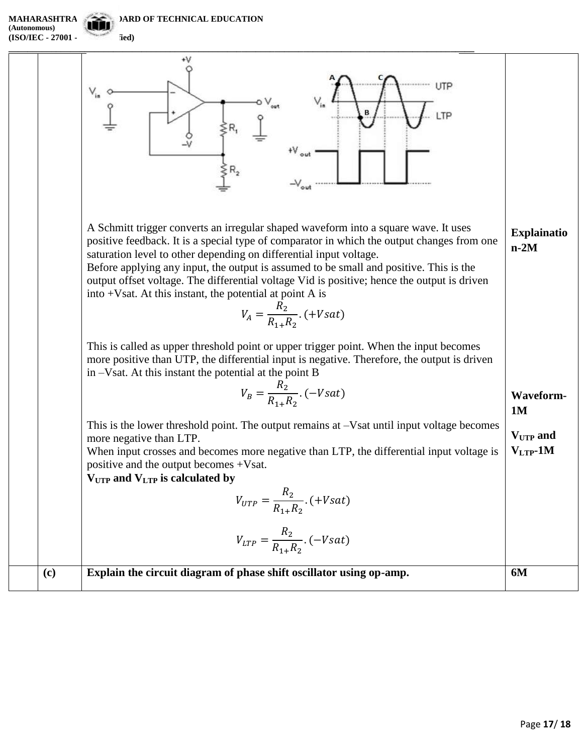| | | | |
|---|---|---|---|
| | | A Schmitt trigger converts an irregular shaped waveform into a square wave. It uses positive feedback. It is a special type of comparator in which the output changes from one saturation level to other depending on differential input voltage.<br>Before applying any input, the output is assumed to be small and positive. This is the output offset voltage. The differential voltage Vid is positive; hence the output is driven into +Vsat. At this instant, the potential at point A is<br>$$V_A = \frac{R_2}{R_1 + R_2}.(+Vsat)$$<br>This is called as upper threshold point or upper trigger point. When the input becomes more positive than UTP, the differential input is negative. Therefore, the output is driven in –Vsat. At this instant the potential at the point B<br>$$V_B = \frac{R_2}{R_1 + R_2}.(-Vsat)$$<br>This is the lower threshold point. The output remains at –Vsat until input voltage becomes more negative than LTP.<br>When input crosses and becomes more negative than LTP, the differential input voltage is positive and the output becomes +Vsat.<br>**$V_{UTP}$ and $V_{LTP}$ is calculated by**<br>$$V_{UTP} = \frac{R_2}{R_1 + R_2}.(+Vsat)$$<br>$$V_{LTP} = \frac{R_2}{R_1 + R_2}.(-Vsat)$$ | **Explaination-2M**<br><br>**Waveform-1M**<br><br>**$V_{UTP}$ and $V_{LTP}$-1M** |
| | **(c)** | **Explain the circuit diagram of phase shift oscillator using op-amp.** | **6M** |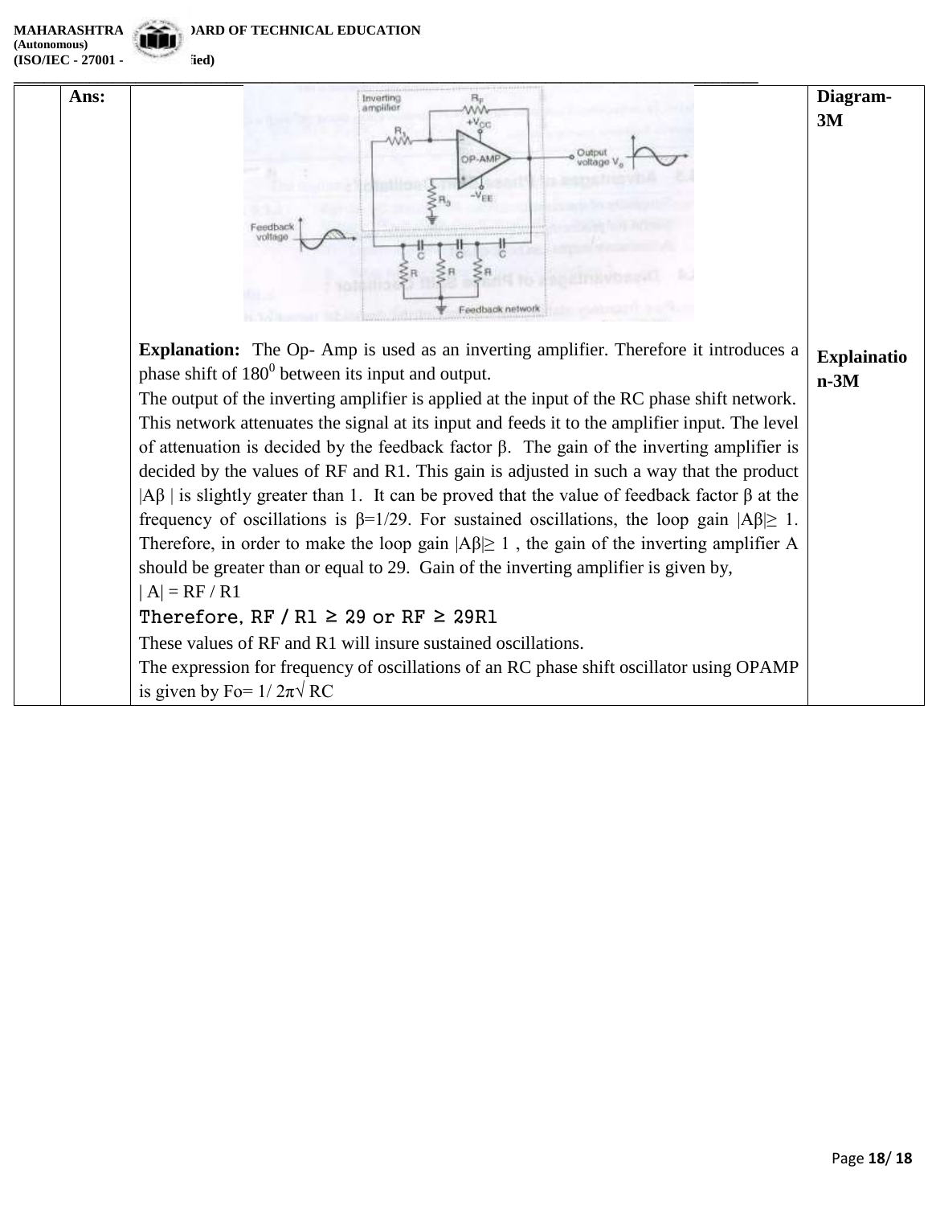| | | | |
|---|---|---|---|
| | **Ans:** | **Explanation:** The Op- Amp is used as an inverting amplifier. Therefore it introduces a phase shift of $180^0$ between its input and output. The output of the inverting amplifier is applied at the input of the RC phase shift network. This network attenuates the signal at its input and feeds it to the amplifier input. The level of attenuation is decided by the feedback factor β. The gain of the inverting amplifier is decided by the values of RF and R1. This gain is adjusted in such a way that the product $\|A\beta\|$ is slightly greater than 1. It can be proved that the value of feedback factor β at the frequency of oscillations is $\beta=1/29$. For sustained oscillations, the loop gain $\|A\beta\| \geq 1$. Therefore, in order to make the loop gain $\|A\beta\| \geq 1$, the gain of the inverting amplifier A should be greater than or equal to 29. Gain of the inverting amplifier is given by, $\|A\| = RF / R1$ Therefore, $RF / R1 \geq 29$ or $RF \geq 29R1$ These values of RF and R1 will insure sustained oscillations. The expression for frequency of oscillations of an RC phase shift oscillator using OPAMP is given by Fo= 1/ 2π√ RC | **Diagram-3M** **Explaination-3M** |